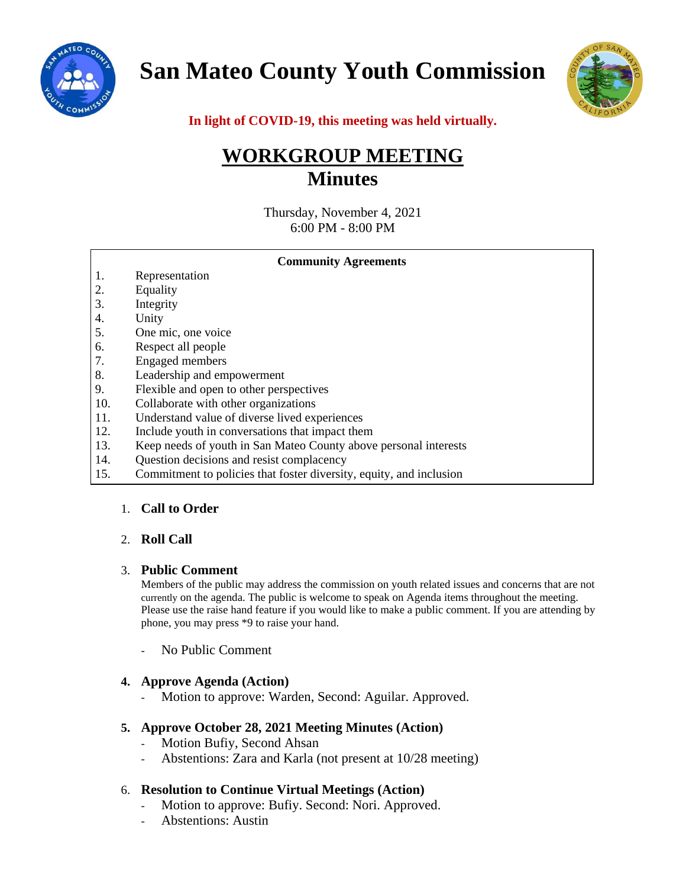# San Mateo County Youth Commission

**In light of COVID-19, this meeting was held virtually.**

## WORKGROUP MEETING
## Minutes

Thursday, November 4, 2021
6:00 PM - 8:00 PM

**Community Agreements**

1. Representation
2. Equality
3. Integrity
4. Unity
5. One mic, one voice
6. Respect all people
7. Engaged members
8. Leadership and empowerment
9. Flexible and open to other perspectives
10. Collaborate with other organizations
11. Understand value of diverse lived experiences
12. Include youth in conversations that impact them
13. Keep needs of youth in San Mateo County above personal interests
14. Question decisions and resist complacency
15. Commitment to policies that foster diversity, equity, and inclusion

1. **Call to Order**

2. **Roll Call**

3. **Public Comment**
   Members of the public may address the commission on youth related issues and concerns that are not currently on the agenda. The public is welcome to speak on Agenda items throughout the meeting. Please use the raise hand feature if you would like to make a public comment. If you are attending by phone, you may press *9 to raise your hand.

   - No Public Comment

4. **Approve Agenda (Action)**
   - Motion to approve: Warden, Second: Aguilar. Approved.

5. **Approve October 28, 2021 Meeting Minutes (Action)**
   - Motion Bufiy, Second Ahsan
   - Abstentions: Zara and Karla (not present at 10/28 meeting)

6. **Resolution to Continue Virtual Meetings (Action)**
   - Motion to approve: Bufiy. Second: Nori. Approved.
   - Abstentions: Austin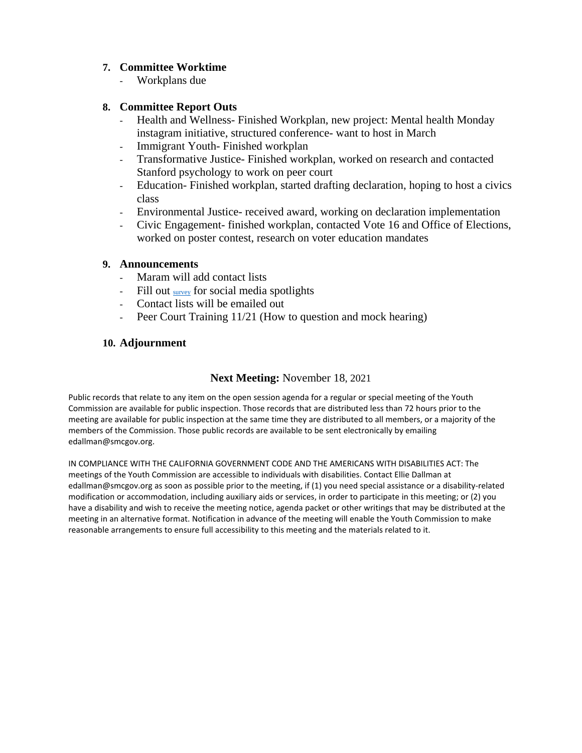## 7. Committee Worktime

- Workplans due

## 8. Committee Report Outs

- Health and Wellness- Finished Workplan, new project: Mental health Monday instagram initiative, structured conference- want to host in March
- Immigrant Youth- Finished workplan
- Transformative Justice- Finished workplan, worked on research and contacted Stanford psychology to work on peer court
- Education- Finished workplan, started drafting declaration, hoping to host a civics class
- Environmental Justice- received award, working on declaration implementation
- Civic Engagement- finished workplan, contacted Vote 16 and Office of Elections, worked on poster contest, research on voter education mandates

## 9. Announcements

- Maram will add contact lists
- Fill out survey for social media spotlights
- Contact lists will be emailed out
- Peer Court Training 11/21 (How to question and mock hearing)

## 10. Adjournment

**Next Meeting:** November 18, 2021

Public records that relate to any item on the open session agenda for a regular or special meeting of the Youth Commission are available for public inspection. Those records that are distributed less than 72 hours prior to the meeting are available for public inspection at the same time they are distributed to all members, or a majority of the members of the Commission. Those public records are available to be sent electronically by emailing edallman@smcgov.org.

IN COMPLIANCE WITH THE CALIFORNIA GOVERNMENT CODE AND THE AMERICANS WITH DISABILITIES ACT: The meetings of the Youth Commission are accessible to individuals with disabilities. Contact Ellie Dallman at edallman@smcgov.org as soon as possible prior to the meeting, if (1) you need special assistance or a disability-related modification or accommodation, including auxiliary aids or services, in order to participate in this meeting; or (2) you have a disability and wish to receive the meeting notice, agenda packet or other writings that may be distributed at the meeting in an alternative format. Notification in advance of the meeting will enable the Youth Commission to make reasonable arrangements to ensure full accessibility to this meeting and the materials related to it.